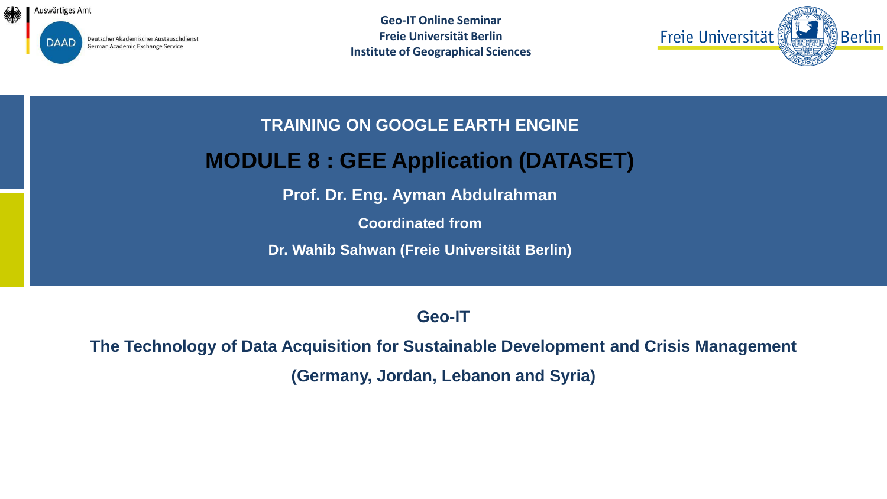Auswärtiges Amt

DAAD Deutscher Akademischer Austauschdienst
German Academic Exchange Service

**Geo-IT Online Seminar**
**Freie Universität Berlin**
**Institute of Geographical Sciences**

Freie Universität Berlin

**TRAINING ON GOOGLE EARTH ENGINE**

# MODULE 8 : GEE Application (DATASET)

**Prof. Dr. Eng. Ayman Abdulrahman**

**Coordinated from**

**Dr. Wahib Sahwan (Freie Universität Berlin)**

**Geo-IT**

**The Technology of Data Acquisition for Sustainable Development and Crisis Management**

**(Germany, Jordan, Lebanon and Syria)**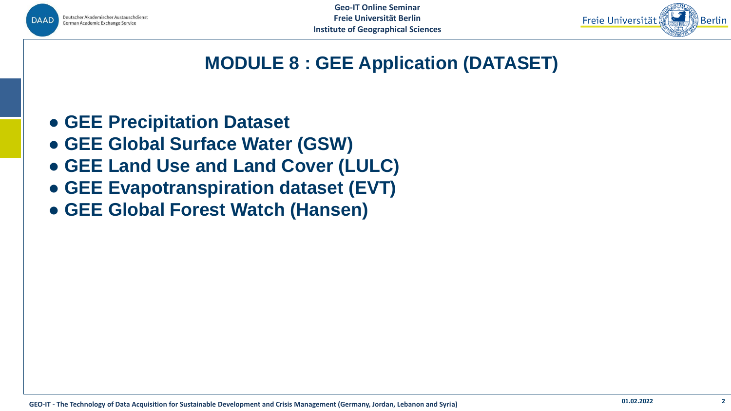# MODULE 8 : GEE Application (DATASET)

- **GEE Precipitation Dataset**
- **GEE Global Surface Water (GSW)**
- **GEE Land Use and Land Cover (LULC)**
- **GEE Evapotranspiration dataset (EVT)**
- **GEE Global Forest Watch (Hansen)**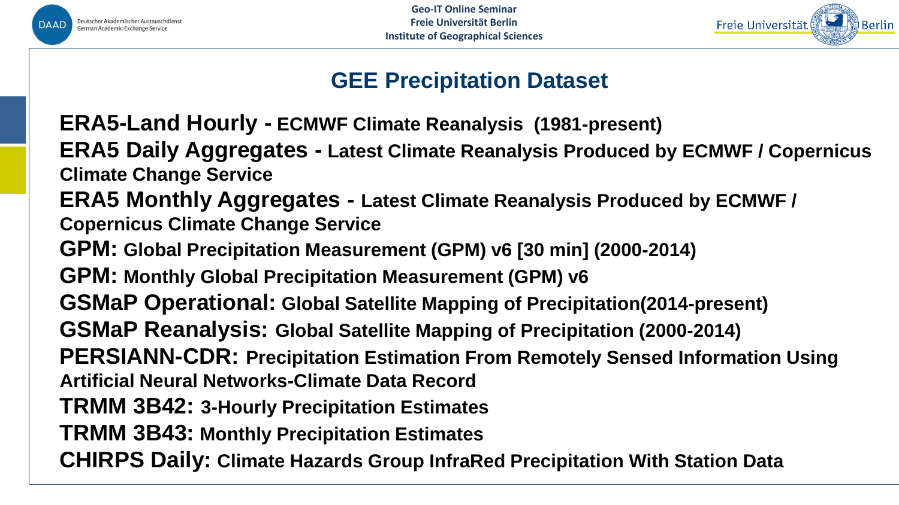# GEE Precipitation Dataset

**ERA5-Land Hourly - ECMWF Climate Reanalysis (1981-present)**

**ERA5 Daily Aggregates - Latest Climate Reanalysis Produced by ECMWF / Copernicus Climate Change Service**

**ERA5 Monthly Aggregates - Latest Climate Reanalysis Produced by ECMWF / Copernicus Climate Change Service**

**GPM: Global Precipitation Measurement (GPM) v6 [30 min] (2000-2014)**

**GPM: Monthly Global Precipitation Measurement (GPM) v6**

**GSMaP Operational: Global Satellite Mapping of Precipitation(2014-present)**

**GSMaP Reanalysis: Global Satellite Mapping of Precipitation (2000-2014)**

**PERSIANN-CDR: Precipitation Estimation From Remotely Sensed Information Using Artificial Neural Networks-Climate Data Record**

**TRMM 3B42: 3-Hourly Precipitation Estimates**

**TRMM 3B43: Monthly Precipitation Estimates**

**CHIRPS Daily: Climate Hazards Group InfraRed Precipitation With Station Data**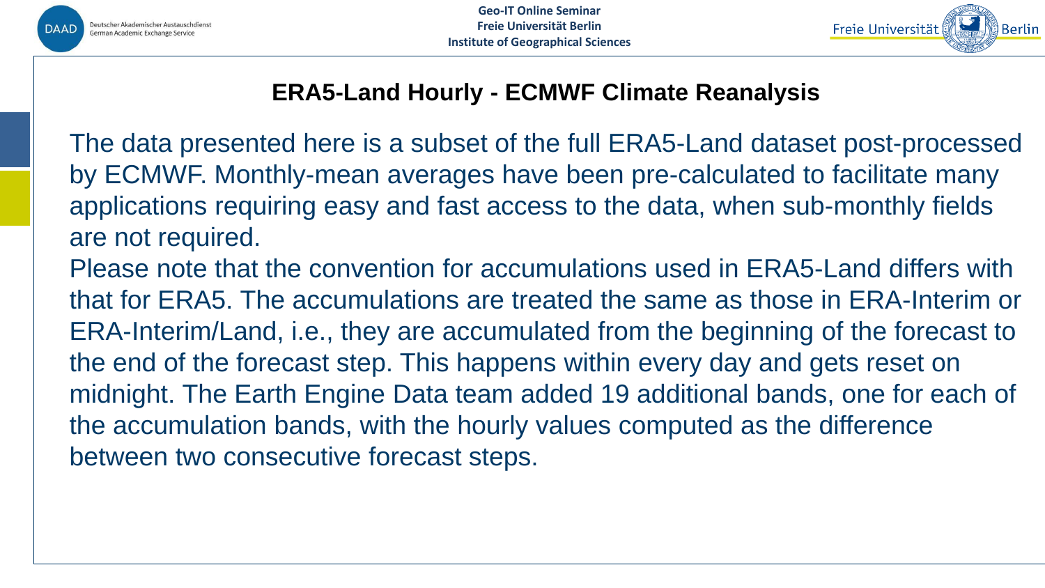## ERA5-Land Hourly - ECMWF Climate Reanalysis

The data presented here is a subset of the full ERA5-Land dataset post-processed by ECMWF. Monthly-mean averages have been pre-calculated to facilitate many applications requiring easy and fast access to the data, when sub-monthly fields are not required.

Please note that the convention for accumulations used in ERA5-Land differs with that for ERA5. The accumulations are treated the same as those in ERA-Interim or ERA-Interim/Land, i.e., they are accumulated from the beginning of the forecast to the end of the forecast step. This happens within every day and gets reset on midnight. The Earth Engine Data team added 19 additional bands, one for each of the accumulation bands, with the hourly values computed as the difference between two consecutive forecast steps.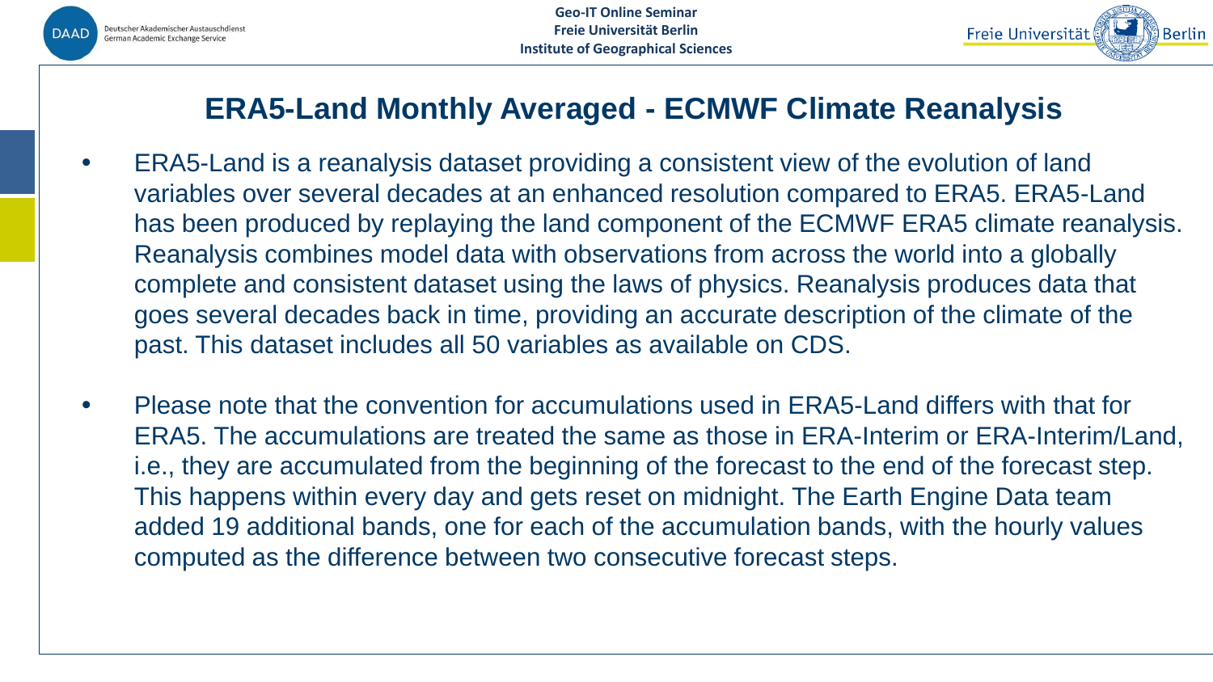# ERA5-Land Monthly Averaged - ECMWF Climate Reanalysis

- ERA5-Land is a reanalysis dataset providing a consistent view of the evolution of land variables over several decades at an enhanced resolution compared to ERA5. ERA5-Land has been produced by replaying the land component of the ECMWF ERA5 climate reanalysis. Reanalysis combines model data with observations from across the world into a globally complete and consistent dataset using the laws of physics. Reanalysis produces data that goes several decades back in time, providing an accurate description of the climate of the past. This dataset includes all 50 variables as available on CDS.

- Please note that the convention for accumulations used in ERA5-Land differs with that for ERA5. The accumulations are treated the same as those in ERA-Interim or ERA-Interim/Land, i.e., they are accumulated from the beginning of the forecast to the end of the forecast step. This happens within every day and gets reset on midnight. The Earth Engine Data team added 19 additional bands, one for each of the accumulation bands, with the hourly values computed as the difference between two consecutive forecast steps.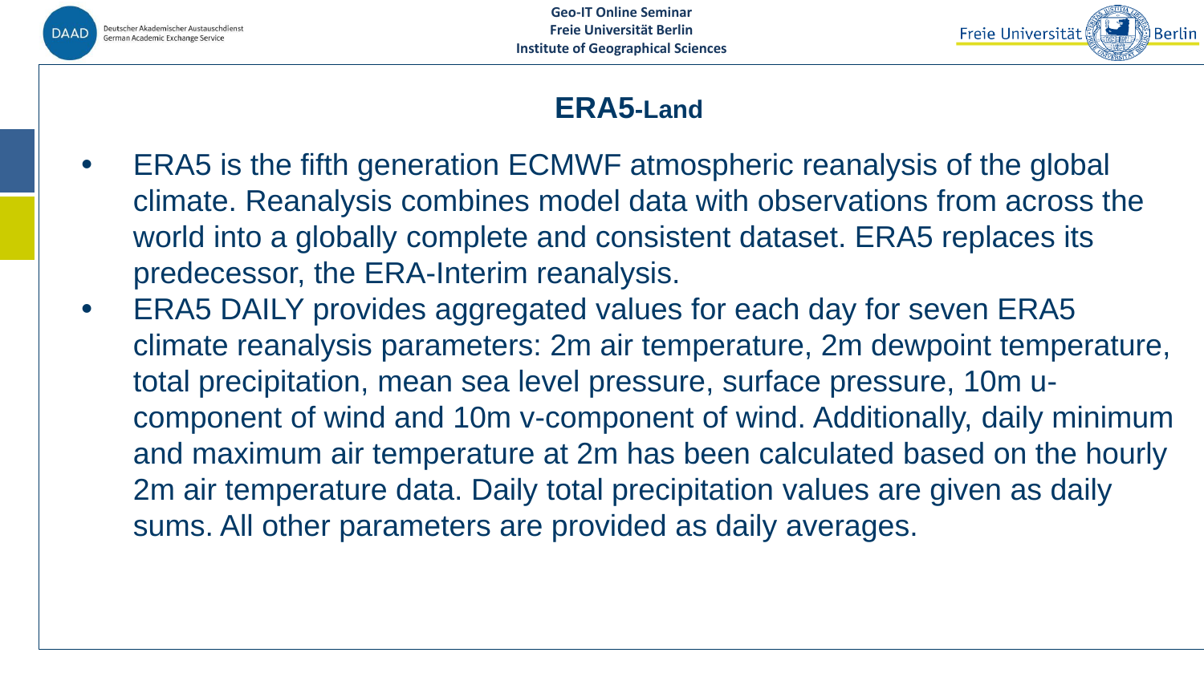# ERA5-Land

- ERA5 is the fifth generation ECMWF atmospheric reanalysis of the global climate. Reanalysis combines model data with observations from across the world into a globally complete and consistent dataset. ERA5 replaces its predecessor, the ERA-Interim reanalysis.
- ERA5 DAILY provides aggregated values for each day for seven ERA5 climate reanalysis parameters: 2m air temperature, 2m dewpoint temperature, total precipitation, mean sea level pressure, surface pressure, 10m u-component of wind and 10m v-component of wind. Additionally, daily minimum and maximum air temperature at 2m has been calculated based on the hourly 2m air temperature data. Daily total precipitation values are given as daily sums. All other parameters are provided as daily averages.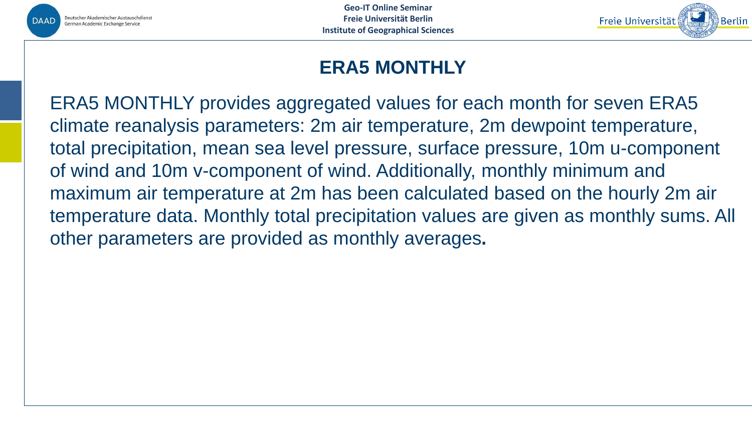# ERA5 MONTHLY

ERA5 MONTHLY provides aggregated values for each month for seven ERA5 climate reanalysis parameters: 2m air temperature, 2m dewpoint temperature, total precipitation, mean sea level pressure, surface pressure, 10m u-component of wind and 10m v-component of wind. Additionally, monthly minimum and maximum air temperature at 2m has been calculated based on the hourly 2m air temperature data. Monthly total precipitation values are given as monthly sums. All other parameters are provided as monthly averages**.**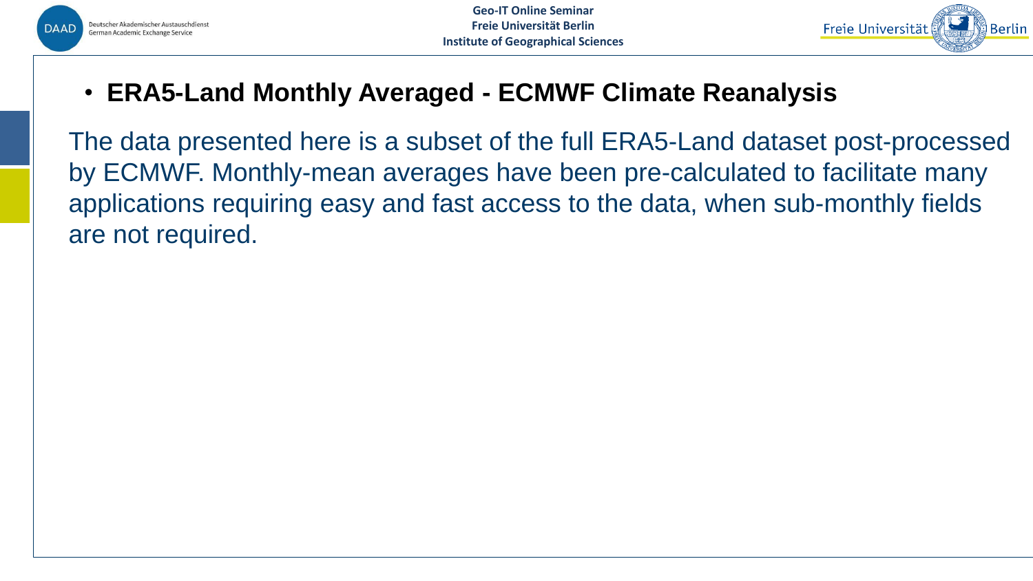- **ERA5-Land Monthly Averaged - ECMWF Climate Reanalysis**

The data presented here is a subset of the full ERA5-Land dataset post-processed by ECMWF. Monthly-mean averages have been pre-calculated to facilitate many applications requiring easy and fast access to the data, when sub-monthly fields are not required.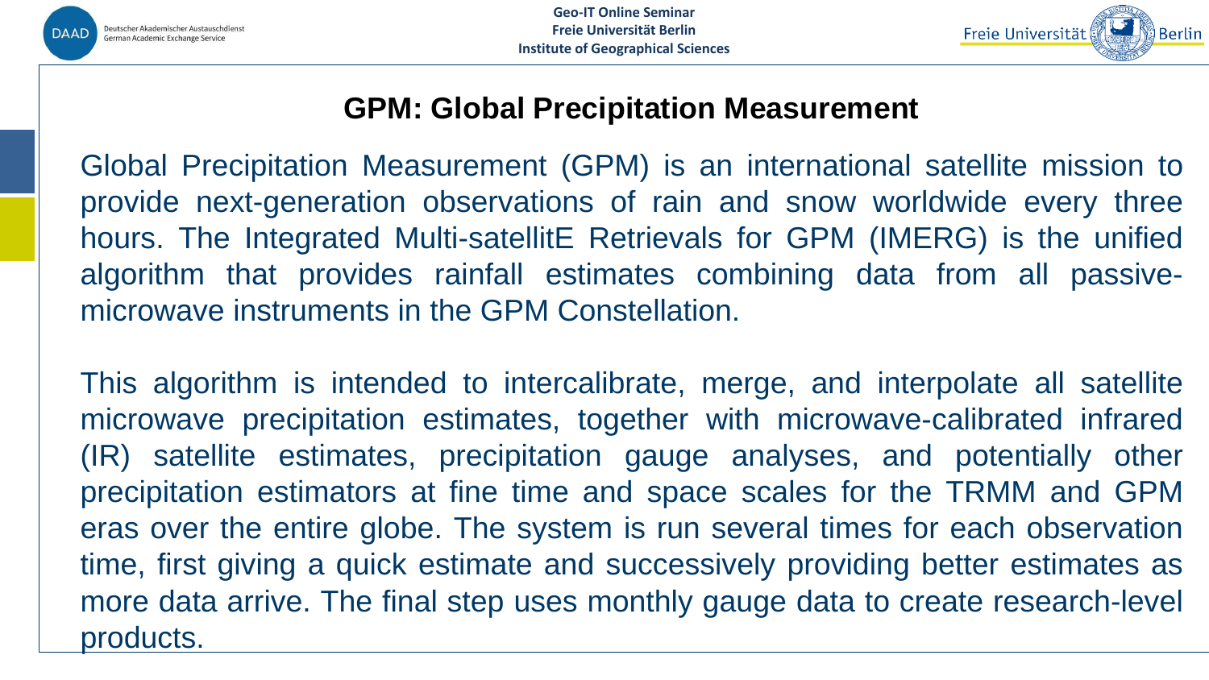## GPM: Global Precipitation Measurement

Global Precipitation Measurement (GPM) is an international satellite mission to provide next-generation observations of rain and snow worldwide every three hours. The Integrated Multi-satellitE Retrievals for GPM (IMERG) is the unified algorithm that provides rainfall estimates combining data from all passive-microwave instruments in the GPM Constellation.

This algorithm is intended to intercalibrate, merge, and interpolate all satellite microwave precipitation estimates, together with microwave-calibrated infrared (IR) satellite estimates, precipitation gauge analyses, and potentially other precipitation estimators at fine time and space scales for the TRMM and GPM eras over the entire globe. The system is run several times for each observation time, first giving a quick estimate and successively providing better estimates as more data arrive. The final step uses monthly gauge data to create research-level products.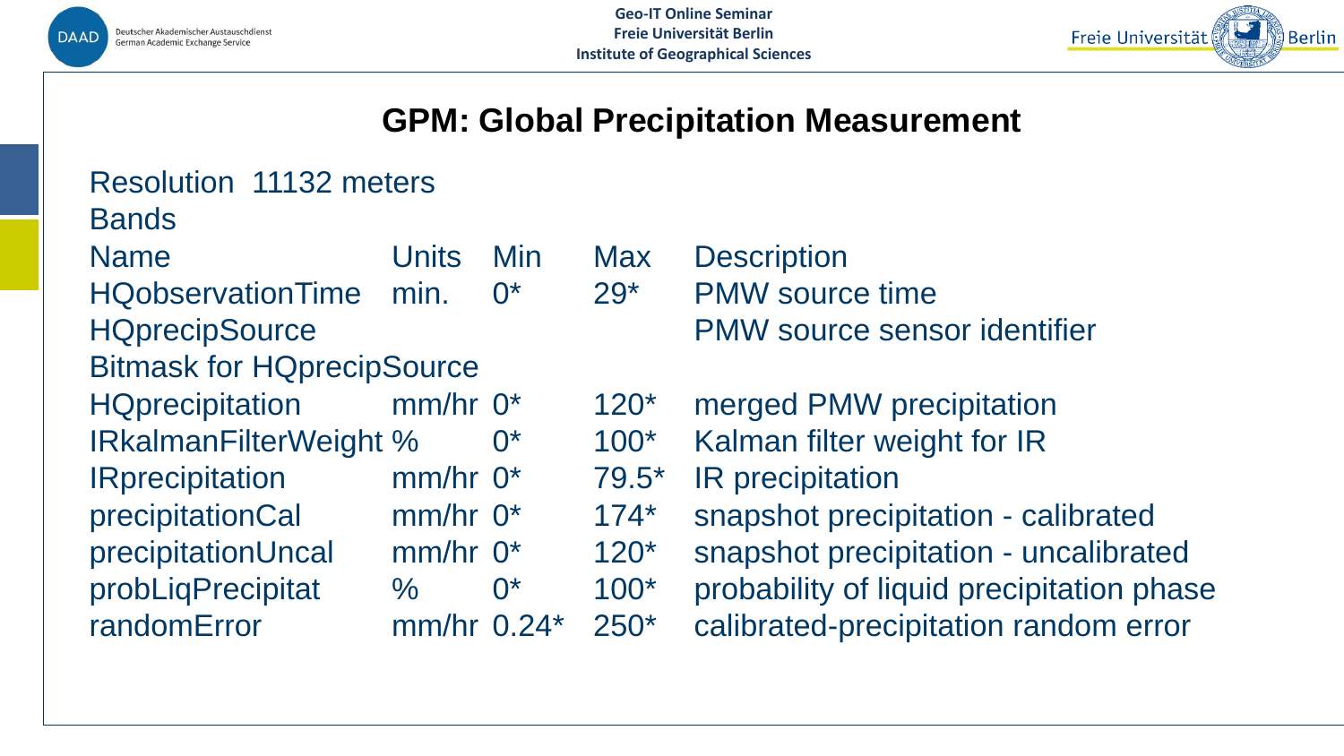# GPM: Global Precipitation Measurement

Resolution 11132 meters

Bands

| Name | Units | Min | Max | Description |
|---|---|---|---|---|
| HQobservationTime | min. | 0* | 29* | PMW source time |
| HQprecipSource | | | | PMW source sensor identifier |
| Bitmask for HQprecipSource | | | | |
| HQprecipitation | mm/hr | 0* | 120* | merged PMW precipitation |
| IRkalmanFilterWeight | % | 0* | 100* | Kalman filter weight for IR |
| IRprecipitation | mm/hr | 0* | 79.5* | IR precipitation |
| precipitationCal | mm/hr | 0* | 174* | snapshot precipitation - calibrated |
| precipitationUncal | mm/hr | 0* | 120* | snapshot precipitation - uncalibrated |
| probLiqPrecipitat | % | 0* | 100* | probability of liquid precipitation phase |
| randomError | mm/hr | 0.24* | 250* | calibrated-precipitation random error |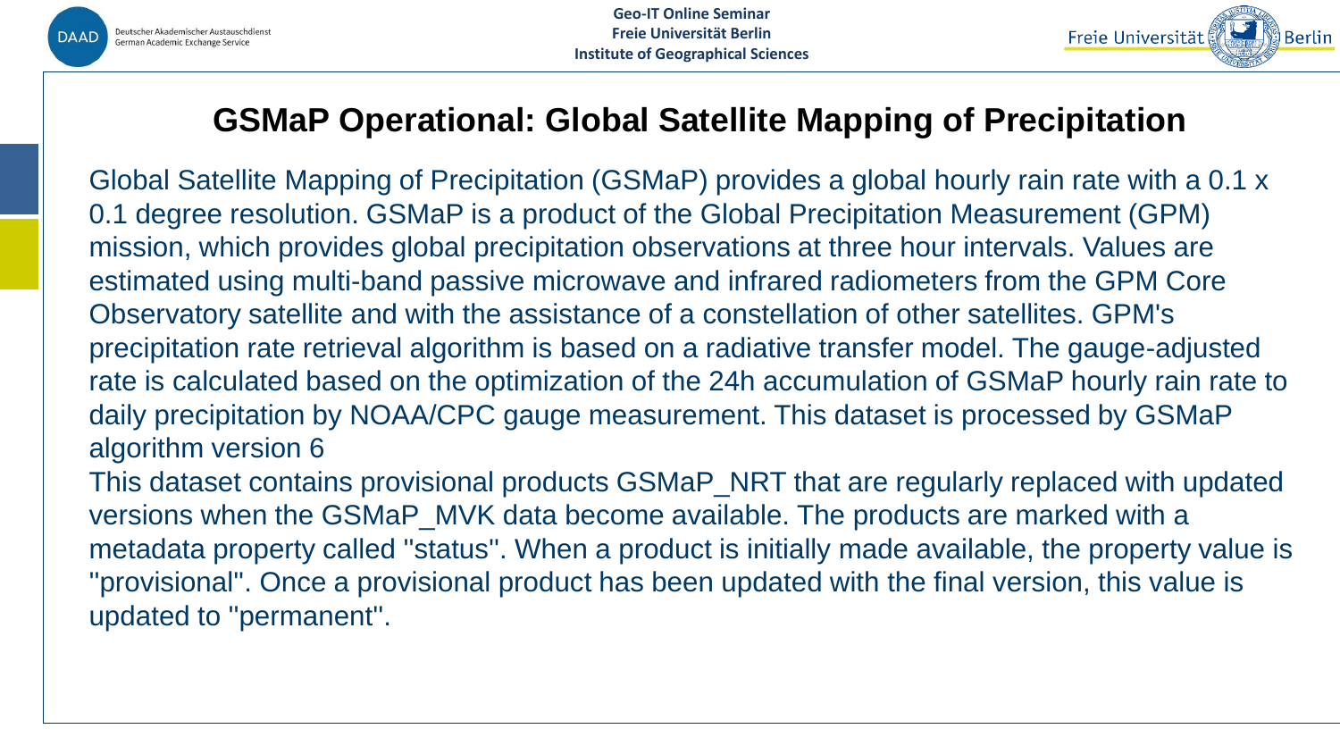# GSMaP Operational: Global Satellite Mapping of Precipitation

Global Satellite Mapping of Precipitation (GSMaP) provides a global hourly rain rate with a 0.1 x 0.1 degree resolution. GSMaP is a product of the Global Precipitation Measurement (GPM) mission, which provides global precipitation observations at three hour intervals. Values are estimated using multi-band passive microwave and infrared radiometers from the GPM Core Observatory satellite and with the assistance of a constellation of other satellites. GPM's precipitation rate retrieval algorithm is based on a radiative transfer model. The gauge-adjusted rate is calculated based on the optimization of the 24h accumulation of GSMaP hourly rain rate to daily precipitation by NOAA/CPC gauge measurement. This dataset is processed by GSMaP algorithm version 6

This dataset contains provisional products GSMaP_NRT that are regularly replaced with updated versions when the GSMaP_MVK data become available. The products are marked with a metadata property called "status". When a product is initially made available, the property value is "provisional". Once a provisional product has been updated with the final version, this value is updated to "permanent".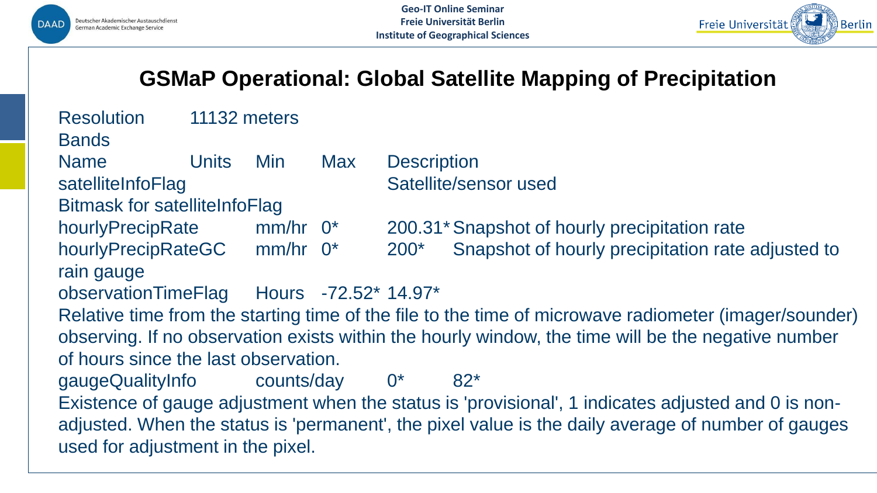# GSMaP Operational: Global Satellite Mapping of Precipitation

Resolution 11132 meters

Bands

| Name | Units | Min | Max | Description |
|---|---|---|---|---|
| satelliteInfoFlag | | | | Satellite/sensor used |
| Bitmask for satelliteInfoFlag | | | | |
| hourlyPrecipRate | mm/hr | 0* | 200.31* | Snapshot of hourly precipitation rate |
| hourlyPrecipRateGC | mm/hr | 0* | 200* | Snapshot of hourly precipitation rate adjusted to rain gauge |
| observationTimeFlag | Hours | -72.52* | 14.97* | Relative time from the starting time of the file to the time of microwave radiometer (imager/sounder) observing. If no observation exists within the hourly window, the time will be the negative number of hours since the last observation. |
| gaugeQualityInfo | counts/day | 0* | 82* | Existence of gauge adjustment when the status is 'provisional', 1 indicates adjusted and 0 is non-adjusted. When the status is 'permanent', the pixel value is the daily average of number of gauges used for adjustment in the pixel. |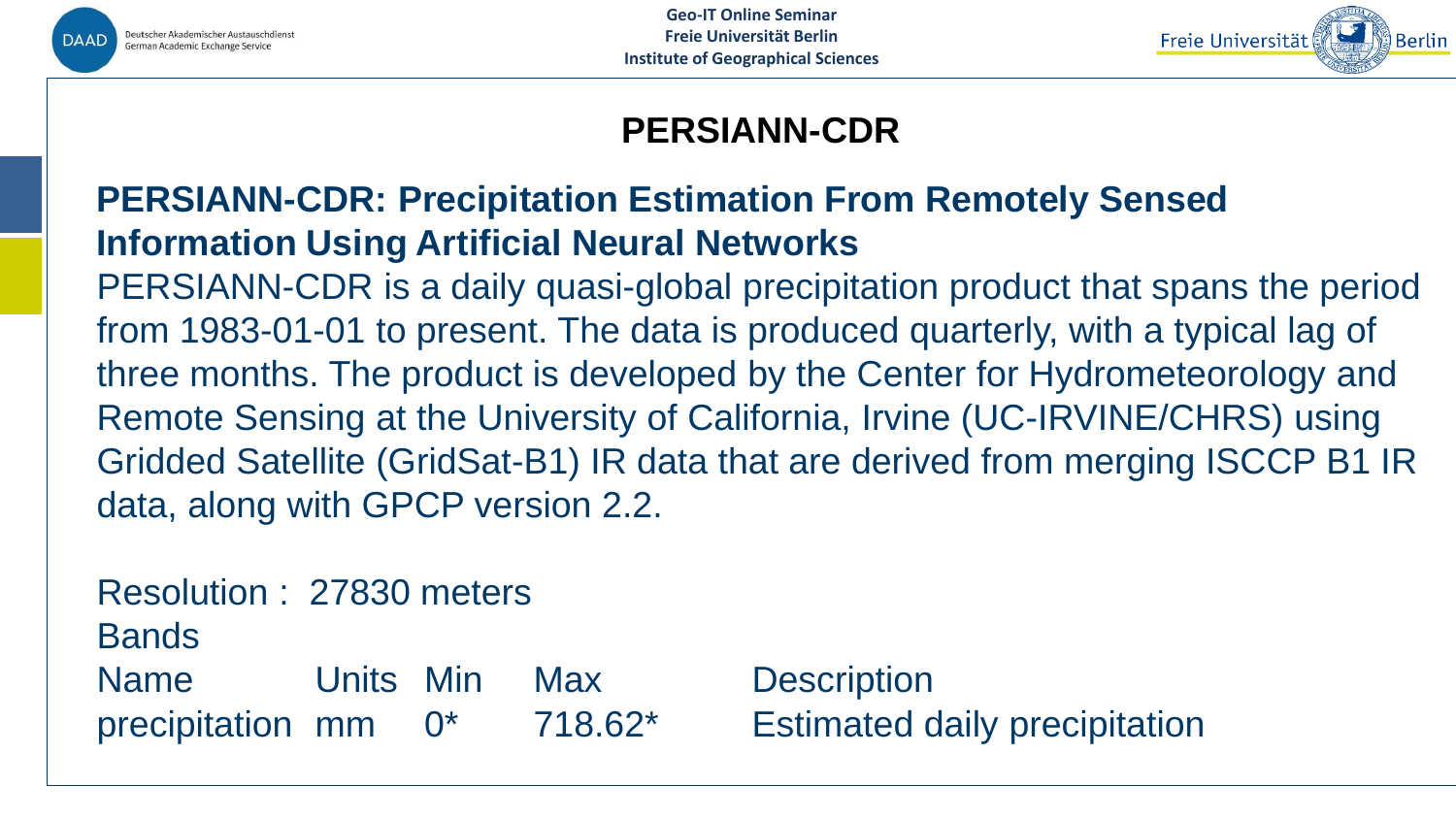# PERSIANN-CDR

**PERSIANN-CDR: Precipitation Estimation From Remotely Sensed Information Using Artificial Neural Networks**

PERSIANN-CDR is a daily quasi-global precipitation product that spans the period from 1983-01-01 to present. The data is produced quarterly, with a typical lag of three months. The product is developed by the Center for Hydrometeorology and Remote Sensing at the University of California, Irvine (UC-IRVINE/CHRS) using Gridded Satellite (GridSat-B1) IR data that are derived from merging ISCCP B1 IR data, along with GPCP version 2.2.

Resolution : 27830 meters

Bands

| Name | Units | Min | Max | Description |
|---|---|---|---|---|
| precipitation | mm | 0* | 718.62* | Estimated daily precipitation |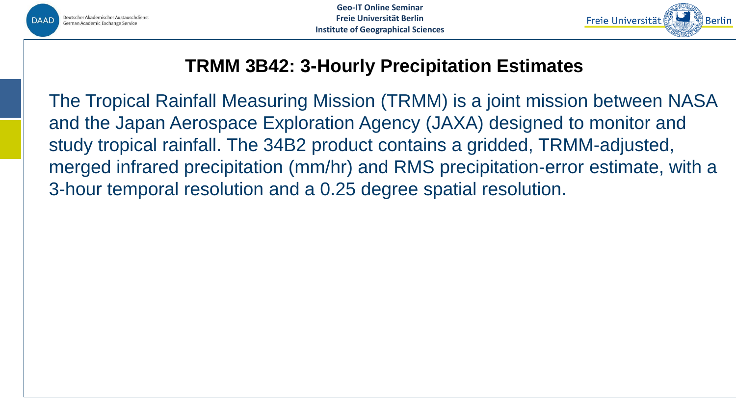# TRMM 3B42: 3-Hourly Precipitation Estimates

The Tropical Rainfall Measuring Mission (TRMM) is a joint mission between NASA and the Japan Aerospace Exploration Agency (JAXA) designed to monitor and study tropical rainfall. The 34B2 product contains a gridded, TRMM-adjusted, merged infrared precipitation (mm/hr) and RMS precipitation-error estimate, with a 3-hour temporal resolution and a 0.25 degree spatial resolution.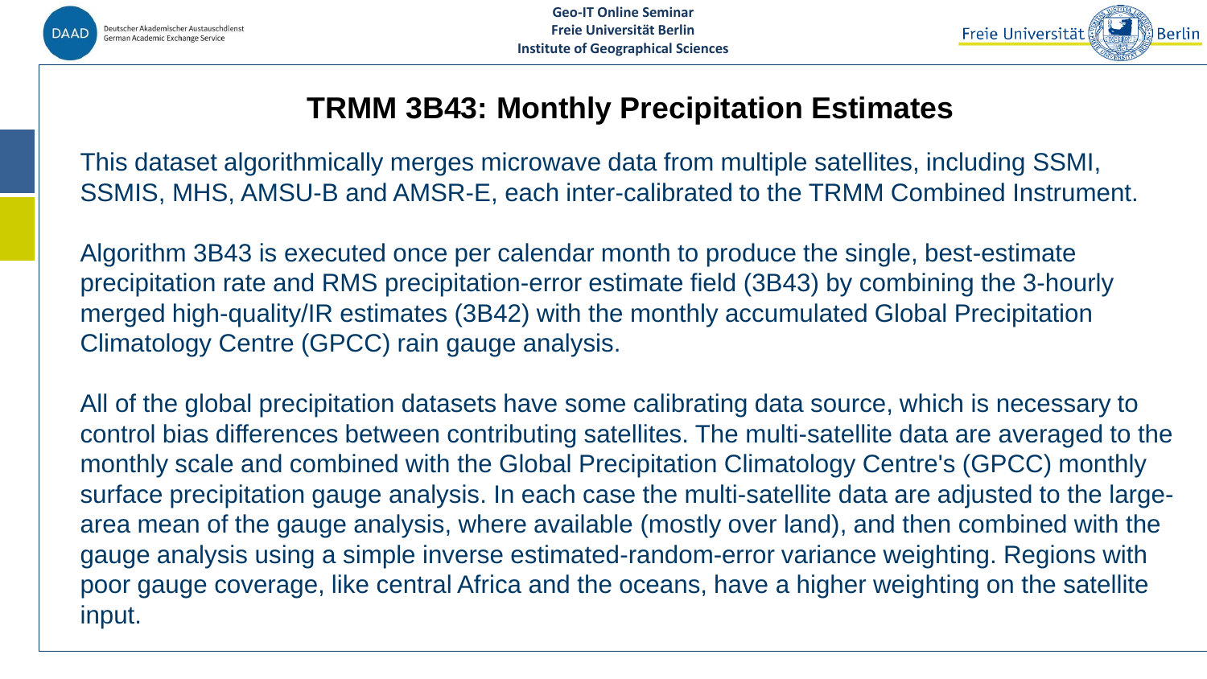# TRMM 3B43: Monthly Precipitation Estimates

This dataset algorithmically merges microwave data from multiple satellites, including SSMI, SSMIS, MHS, AMSU-B and AMSR-E, each inter-calibrated to the TRMM Combined Instrument.

Algorithm 3B43 is executed once per calendar month to produce the single, best-estimate precipitation rate and RMS precipitation-error estimate field (3B43) by combining the 3-hourly merged high-quality/IR estimates (3B42) with the monthly accumulated Global Precipitation Climatology Centre (GPCC) rain gauge analysis.

All of the global precipitation datasets have some calibrating data source, which is necessary to control bias differences between contributing satellites. The multi-satellite data are averaged to the monthly scale and combined with the Global Precipitation Climatology Centre's (GPCC) monthly surface precipitation gauge analysis. In each case the multi-satellite data are adjusted to the large-area mean of the gauge analysis, where available (mostly over land), and then combined with the gauge analysis using a simple inverse estimated-random-error variance weighting. Regions with poor gauge coverage, like central Africa and the oceans, have a higher weighting on the satellite input.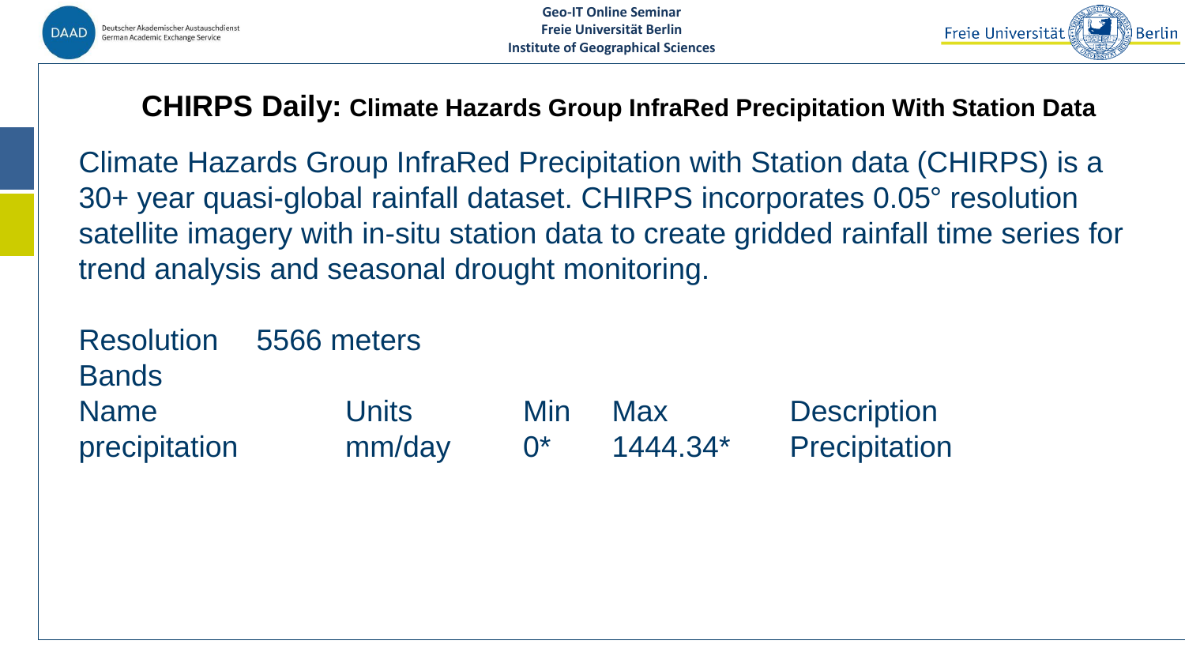## CHIRPS Daily: Climate Hazards Group InfraRed Precipitation With Station Data

Climate Hazards Group InfraRed Precipitation with Station data (CHIRPS) is a 30+ year quasi-global rainfall dataset. CHIRPS incorporates 0.05° resolution satellite imagery with in-situ station data to create gridded rainfall time series for trend analysis and seasonal drought monitoring.

Resolution 5566 meters

Bands

| Name | Units | Min | Max | Description |
| --- | --- | --- | --- | --- |
| precipitation | mm/day | 0* | 1444.34* | Precipitation |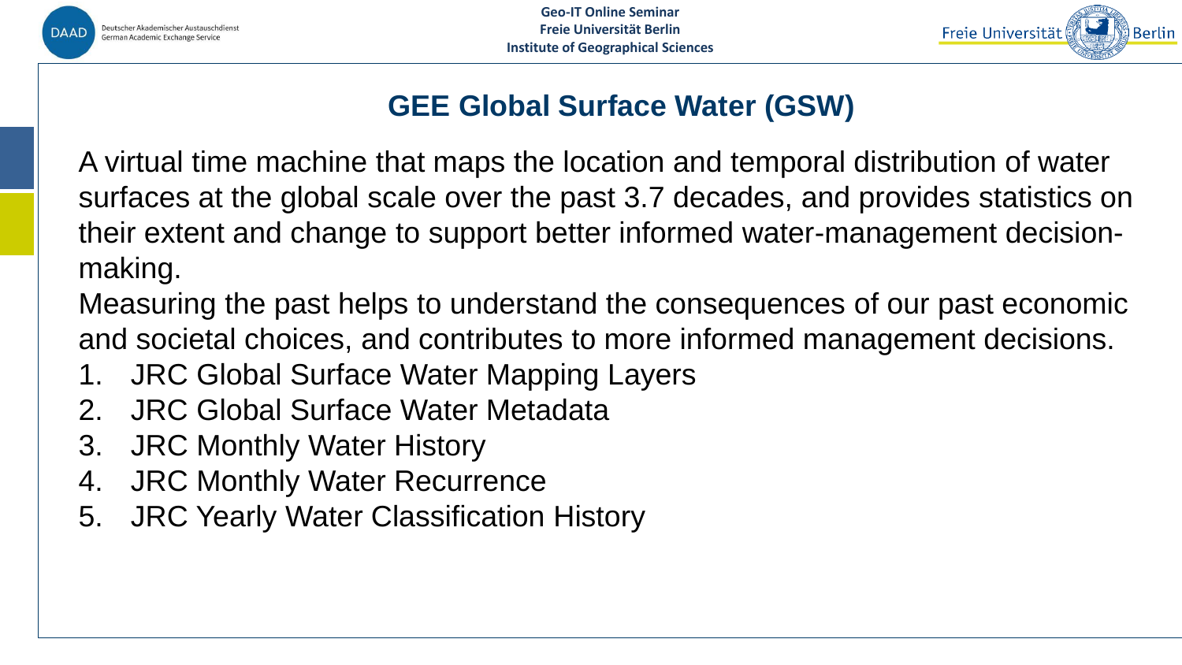## GEE Global Surface Water (GSW)

A virtual time machine that maps the location and temporal distribution of water surfaces at the global scale over the past 3.7 decades, and provides statistics on their extent and change to support better informed water-management decision-making.

Measuring the past helps to understand the consequences of our past economic and societal choices, and contributes to more informed management decisions.

1. JRC Global Surface Water Mapping Layers
2. JRC Global Surface Water Metadata
3. JRC Monthly Water History
4. JRC Monthly Water Recurrence
5. JRC Yearly Water Classification History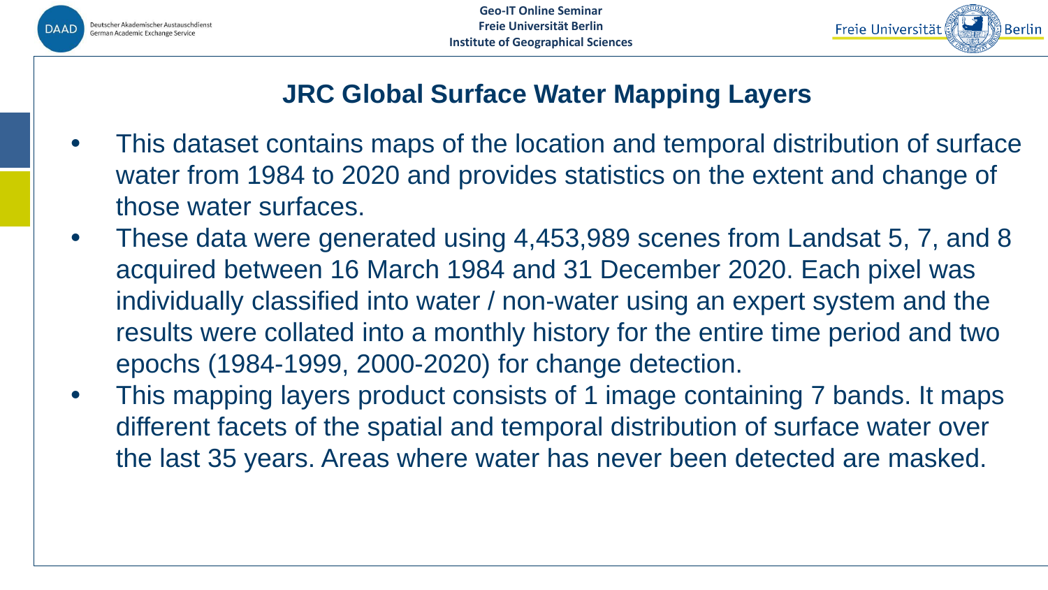## JRC Global Surface Water Mapping Layers

- This dataset contains maps of the location and temporal distribution of surface water from 1984 to 2020 and provides statistics on the extent and change of those water surfaces.
- These data were generated using 4,453,989 scenes from Landsat 5, 7, and 8 acquired between 16 March 1984 and 31 December 2020. Each pixel was individually classified into water / non-water using an expert system and the results were collated into a monthly history for the entire time period and two epochs (1984-1999, 2000-2020) for change detection.
- This mapping layers product consists of 1 image containing 7 bands. It maps different facets of the spatial and temporal distribution of surface water over the last 35 years. Areas where water has never been detected are masked.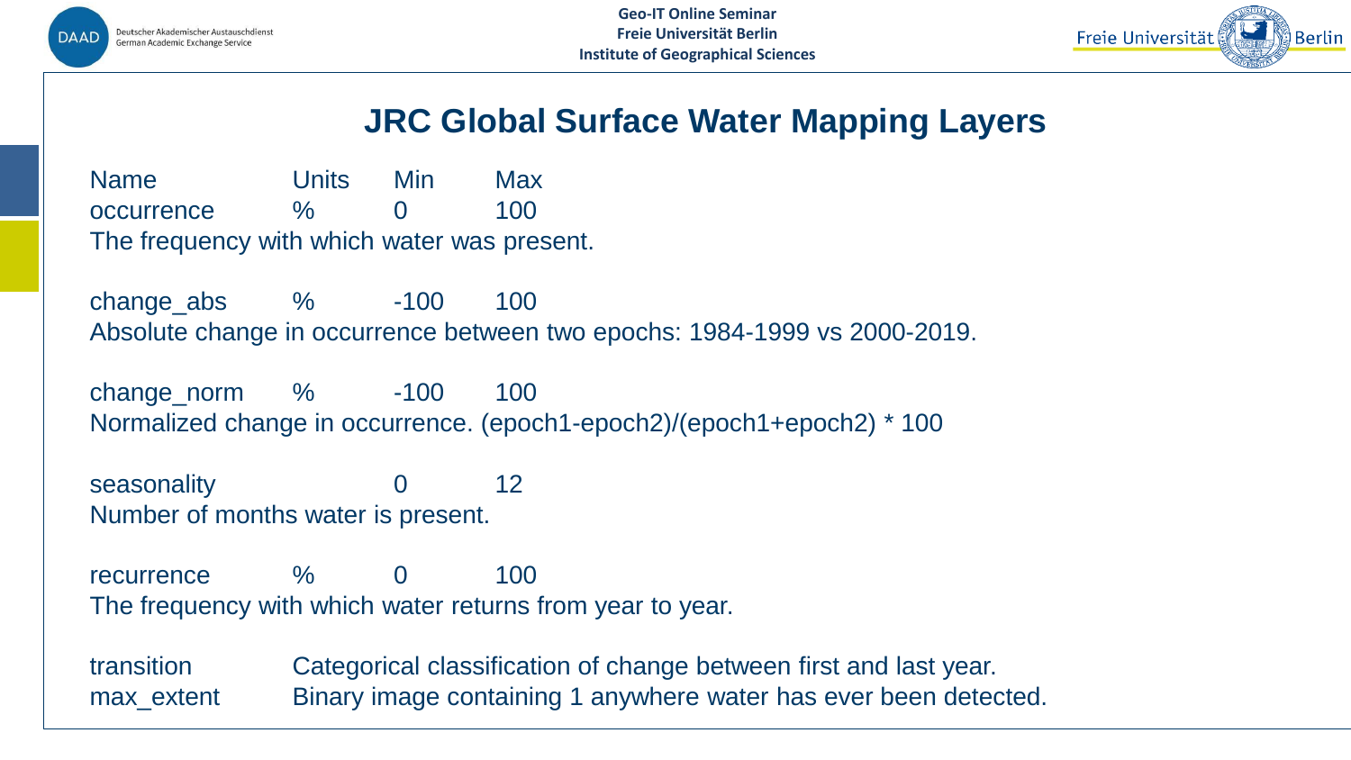# JRC Global Surface Water Mapping Layers

| Name | Units | Min | Max |
|---|---|---|---|
| occurrence | % | 0 | 100 |

The frequency with which water was present.

| Name | Units | Min | Max |
|---|---|---|---|
| change_abs | % | -100 | 100 |

Absolute change in occurrence between two epochs: 1984-1999 vs 2000-2019.

| Name | Units | Min | Max |
|---|---|---|---|
| change_norm | % | -100 | 100 |

Normalized change in occurrence. (epoch1-epoch2)/(epoch1+epoch2) * 100

| Name | Units | Min | Max |
|---|---|---|---|
| seasonality | | 0 | 12 |

Number of months water is present.

| Name | Units | Min | Max |
|---|---|---|---|
| recurrence | % | 0 | 100 |

The frequency with which water returns from year to year.

transition — Categorical classification of change between first and last year.

max_extent — Binary image containing 1 anywhere water has ever been detected.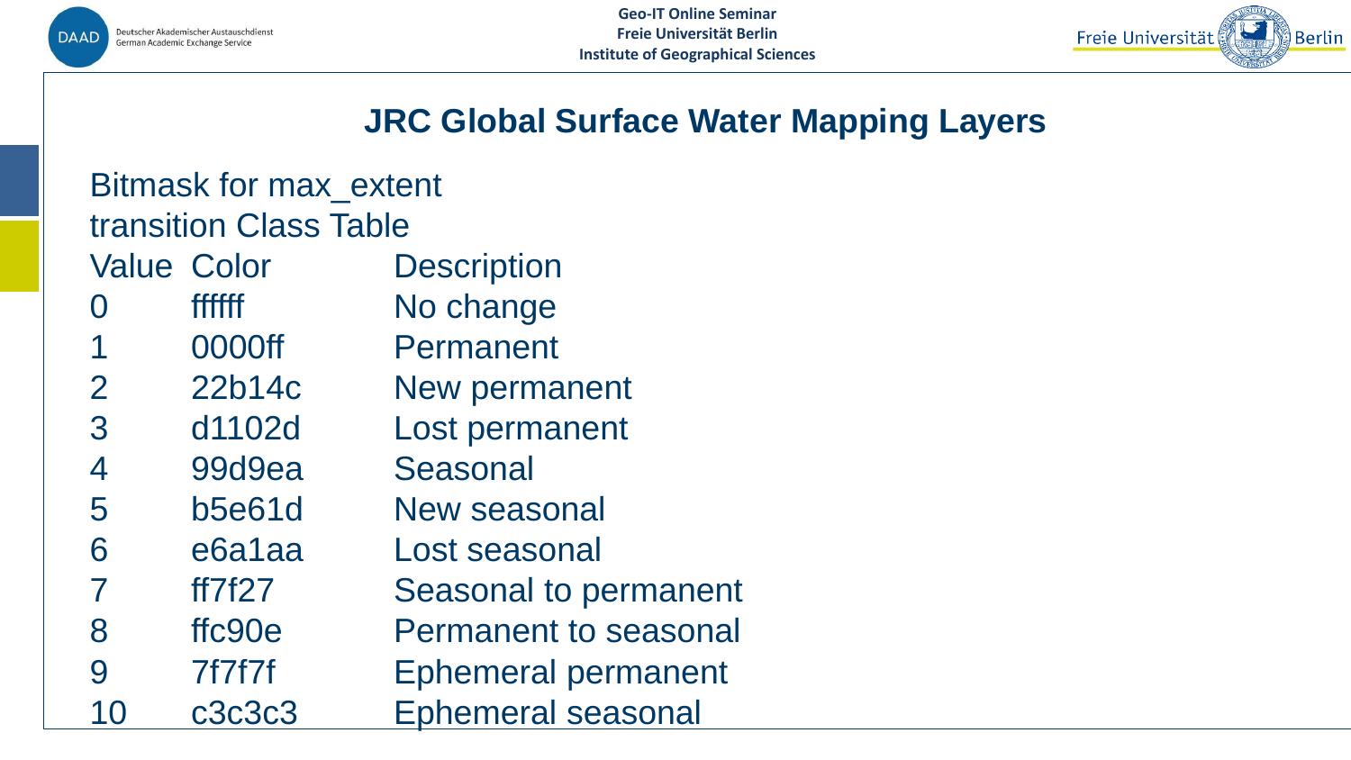# JRC Global Surface Water Mapping Layers

Bitmask for max_extent

transition Class Table

| Value | Color | Description |
| --- | --- | --- |
| 0 | ffffff | No change |
| 1 | 0000ff | Permanent |
| 2 | 22b14c | New permanent |
| 3 | d1102d | Lost permanent |
| 4 | 99d9ea | Seasonal |
| 5 | b5e61d | New seasonal |
| 6 | e6a1aa | Lost seasonal |
| 7 | ff7f27 | Seasonal to permanent |
| 8 | ffc90e | Permanent to seasonal |
| 9 | 7f7f7f | Ephemeral permanent |
| 10 | c3c3c3 | Ephemeral seasonal |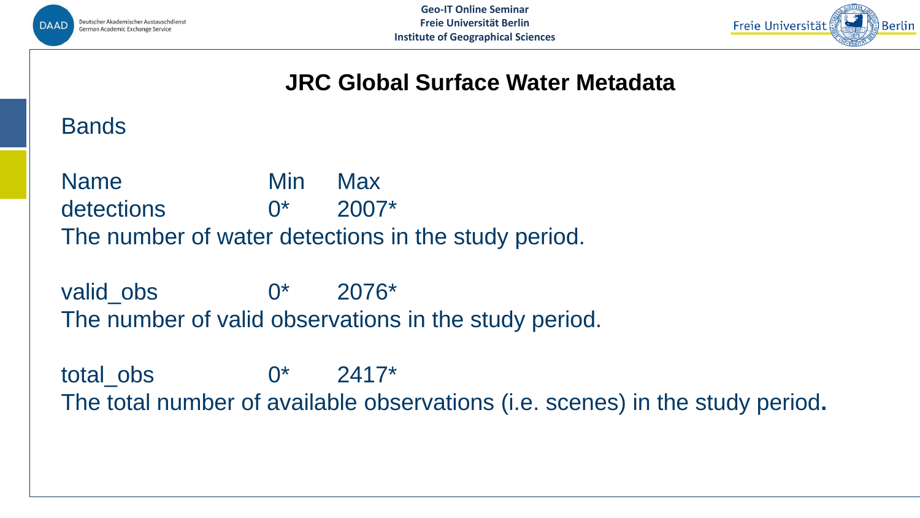# JRC Global Surface Water Metadata

## Bands

| Name | Min | Max |
| --- | --- | --- |
| detections | 0* | 2007* |

The number of water detections in the study period.

| Name | Min | Max |
| --- | --- | --- |
| valid_obs | 0* | 2076* |

The number of valid observations in the study period.

| Name | Min | Max |
| --- | --- | --- |
| total_obs | 0* | 2417* |

The total number of available observations (i.e. scenes) in the study period**.**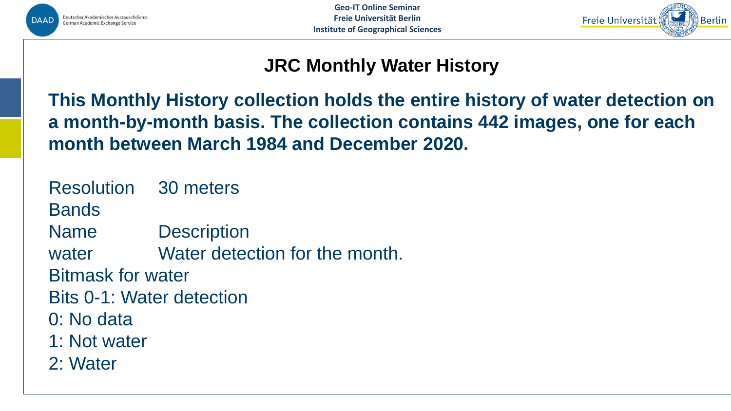# JRC Monthly Water History

**This Monthly History collection holds the entire history of water detection on a month-by-month basis. The collection contains 442 images, one for each month between March 1984 and December 2020.**

Resolution 30 meters

Bands

| Name | Description |
| --- | --- |
| water | Water detection for the month. |

Bitmask for water

Bits 0-1: Water detection

0: No data

1: Not water

2: Water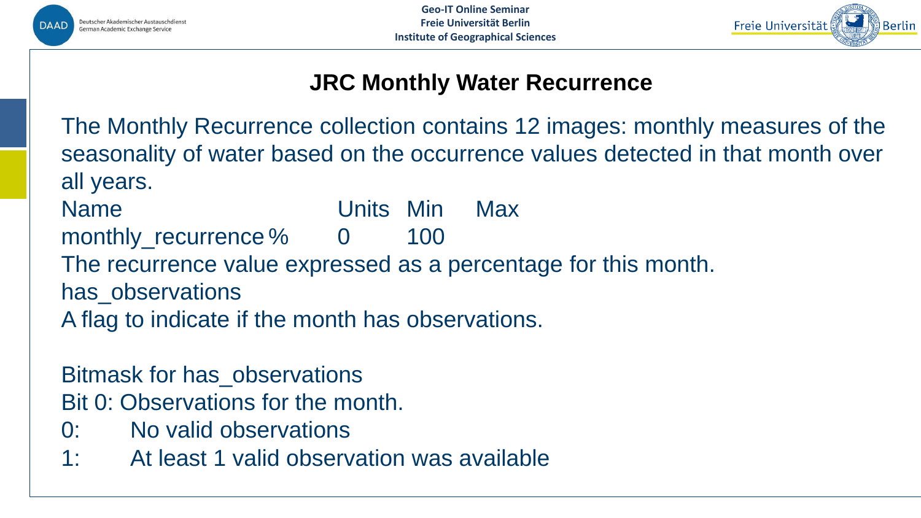# JRC Monthly Water Recurrence

The Monthly Recurrence collection contains 12 images: monthly measures of the seasonality of water based on the occurrence values detected in that month over all years.

| Name | Units | Min | Max |
| --- | --- | --- | --- |
| monthly_recurrence | % | 0 | 100 |

The recurrence value expressed as a percentage for this month.

has_observations

A flag to indicate if the month has observations.

Bitmask for has_observations

Bit 0: Observations for the month.

- 0: No valid observations
- 1: At least 1 valid observation was available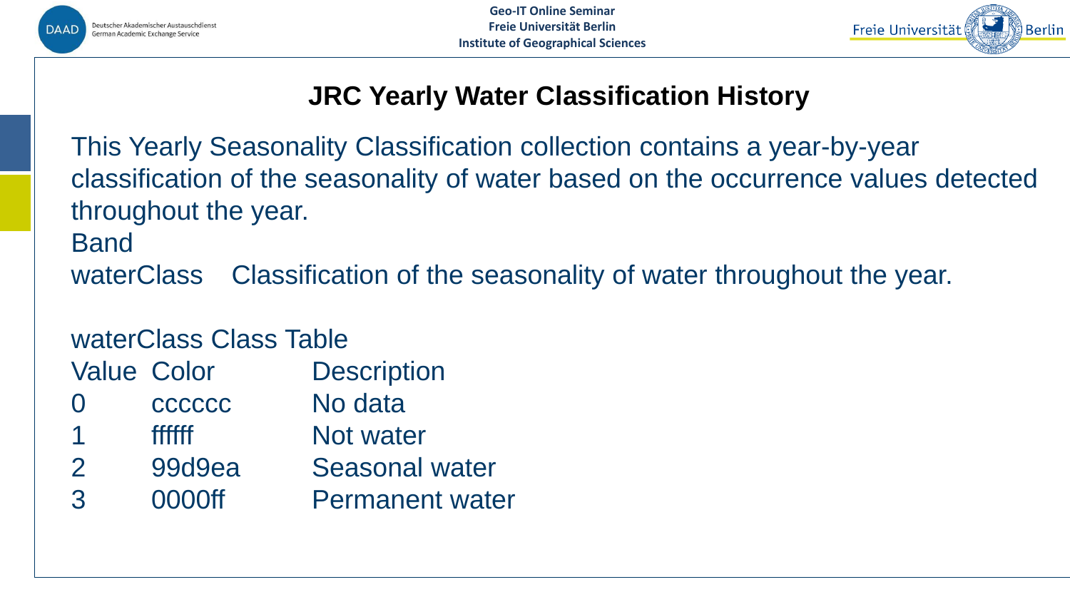# JRC Yearly Water Classification History

This Yearly Seasonality Classification collection contains a year-by-year classification of the seasonality of water based on the occurrence values detected throughout the year.

Band

waterClass Classification of the seasonality of water throughout the year.

waterClass Class Table

| Value | Color | Description |
|---|---|---|
| 0 | cccccc | No data |
| 1 | ffffff | Not water |
| 2 | 99d9ea | Seasonal water |
| 3 | 0000ff | Permanent water |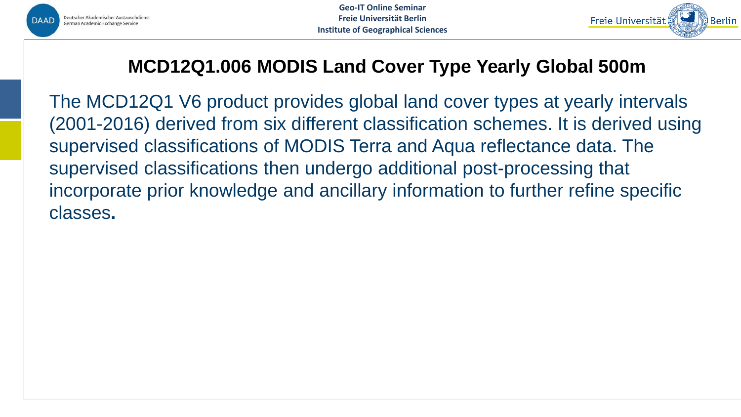# MCD12Q1.006 MODIS Land Cover Type Yearly Global 500m

The MCD12Q1 V6 product provides global land cover types at yearly intervals (2001-2016) derived from six different classification schemes. It is derived using supervised classifications of MODIS Terra and Aqua reflectance data. The supervised classifications then undergo additional post-processing that incorporate prior knowledge and ancillary information to further refine specific classes.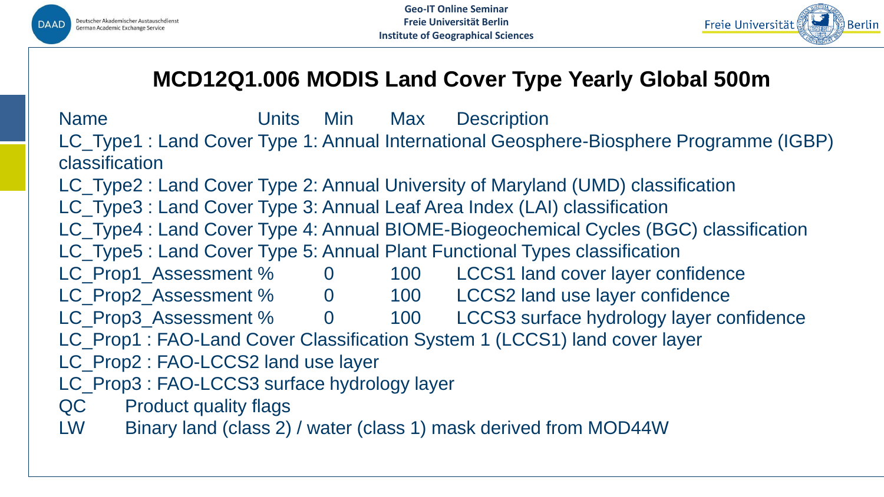# MCD12Q1.006 MODIS Land Cover Type Yearly Global 500m

| Name | Units | Min | Max | Description |
|---|---|---|---|---|
| LC_Type1 : Land Cover Type 1: Annual International Geosphere-Biosphere Programme (IGBP) classification | | | | |
| LC_Type2 : Land Cover Type 2: Annual University of Maryland (UMD) classification | | | | |
| LC_Type3 : Land Cover Type 3: Annual Leaf Area Index (LAI) classification | | | | |
| LC_Type4 : Land Cover Type 4: Annual BIOME-Biogeochemical Cycles (BGC) classification | | | | |
| LC_Type5 : Land Cover Type 5: Annual Plant Functional Types classification | | | | |
| LC_Prop1_Assessment | % | 0 | 100 | LCCS1 land cover layer confidence |
| LC_Prop2_Assessment | % | 0 | 100 | LCCS2 land use layer confidence |
| LC_Prop3_Assessment | % | 0 | 100 | LCCS3 surface hydrology layer confidence |
| LC_Prop1 : FAO-Land Cover Classification System 1 (LCCS1) land cover layer | | | | |
| LC_Prop2 : FAO-LCCS2 land use layer | | | | |
| LC_Prop3 : FAO-LCCS3 surface hydrology layer | | | | |
| QC | | | | Product quality flags |
| LW | | | | Binary land (class 2) / water (class 1) mask derived from MOD44W |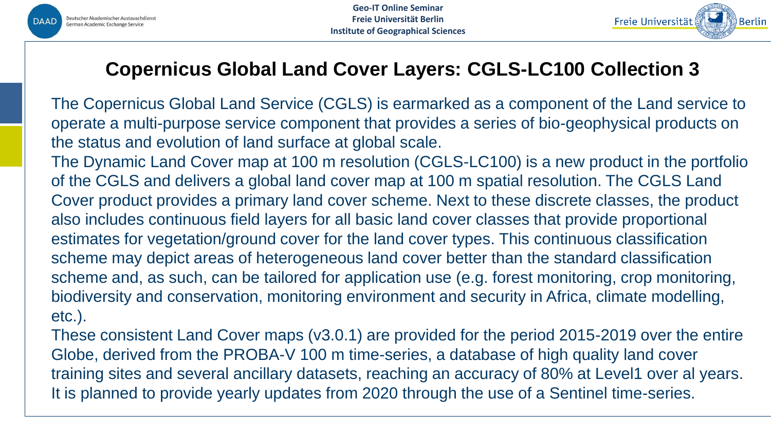# Copernicus Global Land Cover Layers: CGLS-LC100 Collection 3

The Copernicus Global Land Service (CGLS) is earmarked as a component of the Land service to operate a multi-purpose service component that provides a series of bio-geophysical products on the status and evolution of land surface at global scale.

The Dynamic Land Cover map at 100 m resolution (CGLS-LC100) is a new product in the portfolio of the CGLS and delivers a global land cover map at 100 m spatial resolution. The CGLS Land Cover product provides a primary land cover scheme. Next to these discrete classes, the product also includes continuous field layers for all basic land cover classes that provide proportional estimates for vegetation/ground cover for the land cover types. This continuous classification scheme may depict areas of heterogeneous land cover better than the standard classification scheme and, as such, can be tailored for application use (e.g. forest monitoring, crop monitoring, biodiversity and conservation, monitoring environment and security in Africa, climate modelling, etc.).

These consistent Land Cover maps (v3.0.1) are provided for the period 2015-2019 over the entire Globe, derived from the PROBA-V 100 m time-series, a database of high quality land cover training sites and several ancillary datasets, reaching an accuracy of 80% at Level1 over al years. It is planned to provide yearly updates from 2020 through the use of a Sentinel time-series.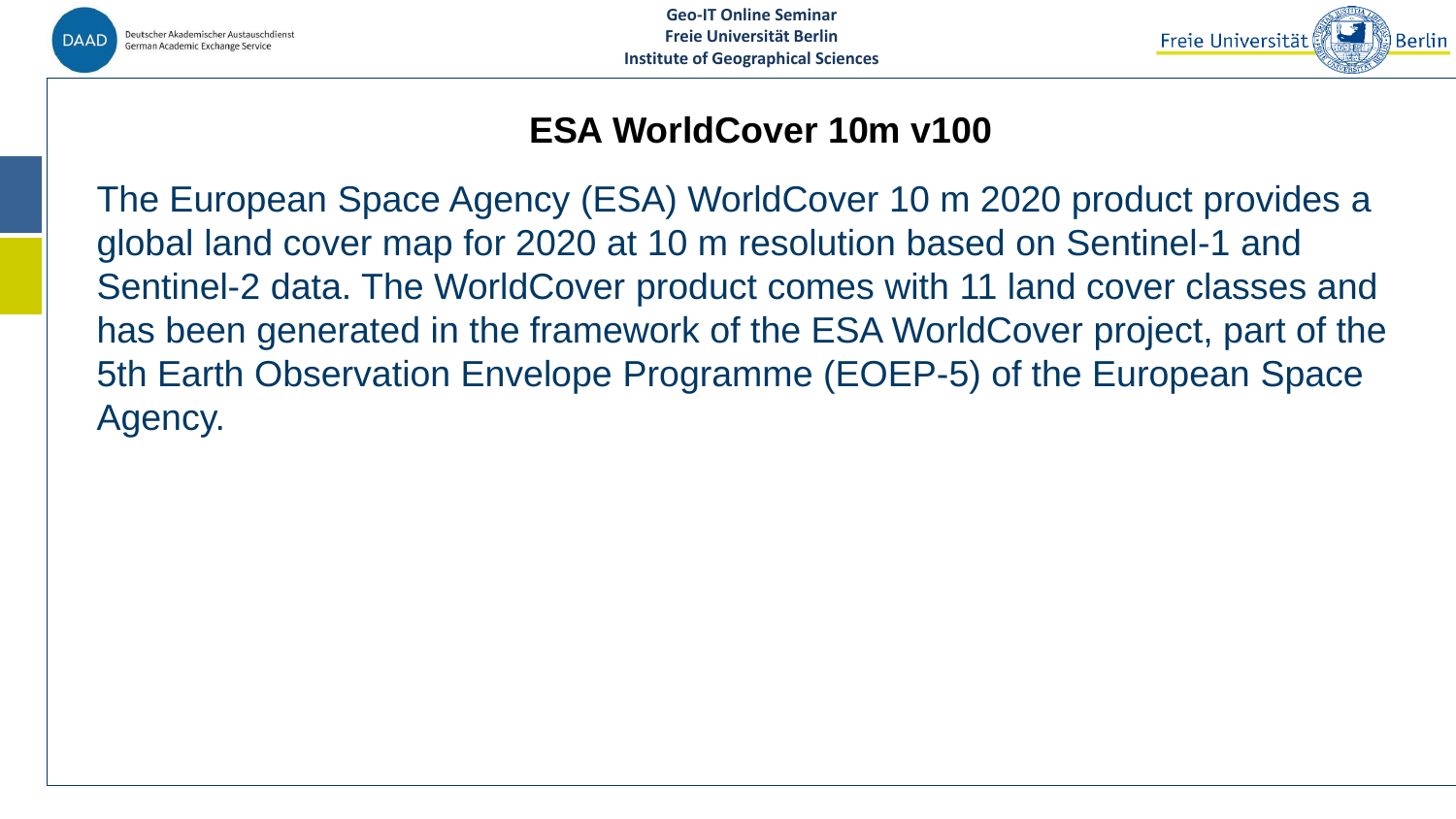# ESA WorldCover 10m v100

The European Space Agency (ESA) WorldCover 10 m 2020 product provides a global land cover map for 2020 at 10 m resolution based on Sentinel-1 and Sentinel-2 data. The WorldCover product comes with 11 land cover classes and has been generated in the framework of the ESA WorldCover project, part of the 5th Earth Observation Envelope Programme (EOEP-5) of the European Space Agency.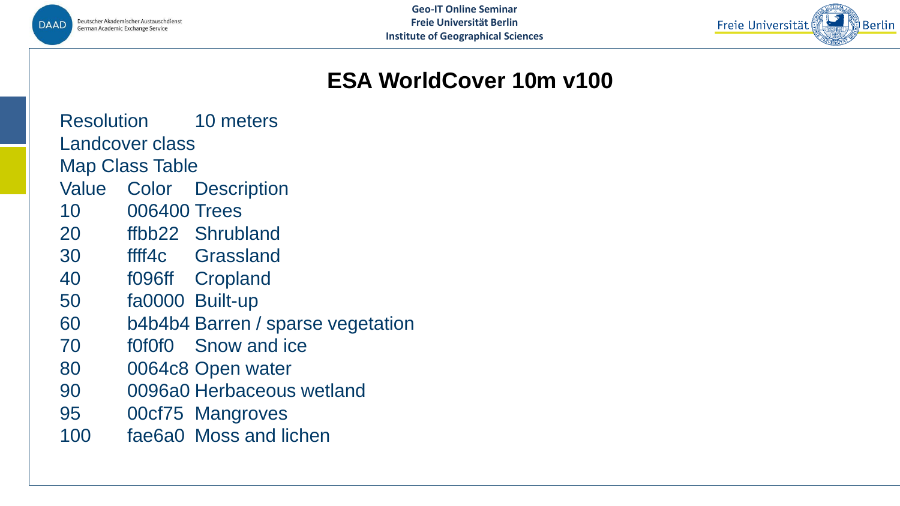# ESA WorldCover 10m v100

Resolution 10 meters

Landcover class

Map Class Table

| Value | Color | Description |
|---|---|---|
| 10 | 006400 | Trees |
| 20 | ffbb22 | Shrubland |
| 30 | ffff4c | Grassland |
| 40 | f096ff | Cropland |
| 50 | fa0000 | Built-up |
| 60 | b4b4b4 | Barren / sparse vegetation |
| 70 | f0f0f0 | Snow and ice |
| 80 | 0064c8 | Open water |
| 90 | 0096a0 | Herbaceous wetland |
| 95 | 00cf75 | Mangroves |
| 100 | fae6a0 | Moss and lichen |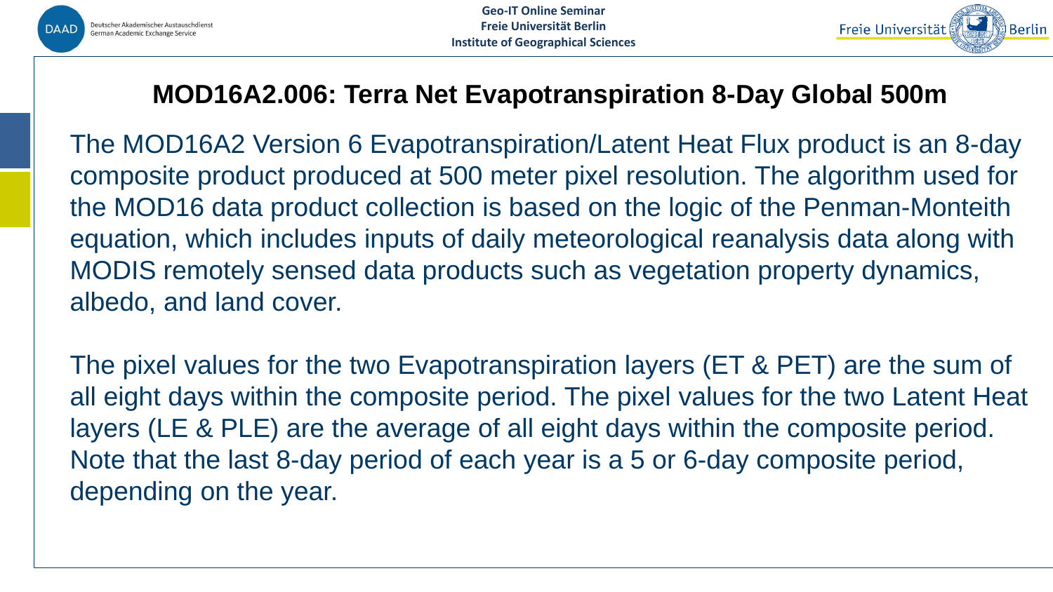## MOD16A2.006: Terra Net Evapotranspiration 8-Day Global 500m

The MOD16A2 Version 6 Evapotranspiration/Latent Heat Flux product is an 8-day composite product produced at 500 meter pixel resolution. The algorithm used for the MOD16 data product collection is based on the logic of the Penman-Monteith equation, which includes inputs of daily meteorological reanalysis data along with MODIS remotely sensed data products such as vegetation property dynamics, albedo, and land cover.

The pixel values for the two Evapotranspiration layers (ET & PET) are the sum of all eight days within the composite period. The pixel values for the two Latent Heat layers (LE & PLE) are the average of all eight days within the composite period. Note that the last 8-day period of each year is a 5 or 6-day composite period, depending on the year.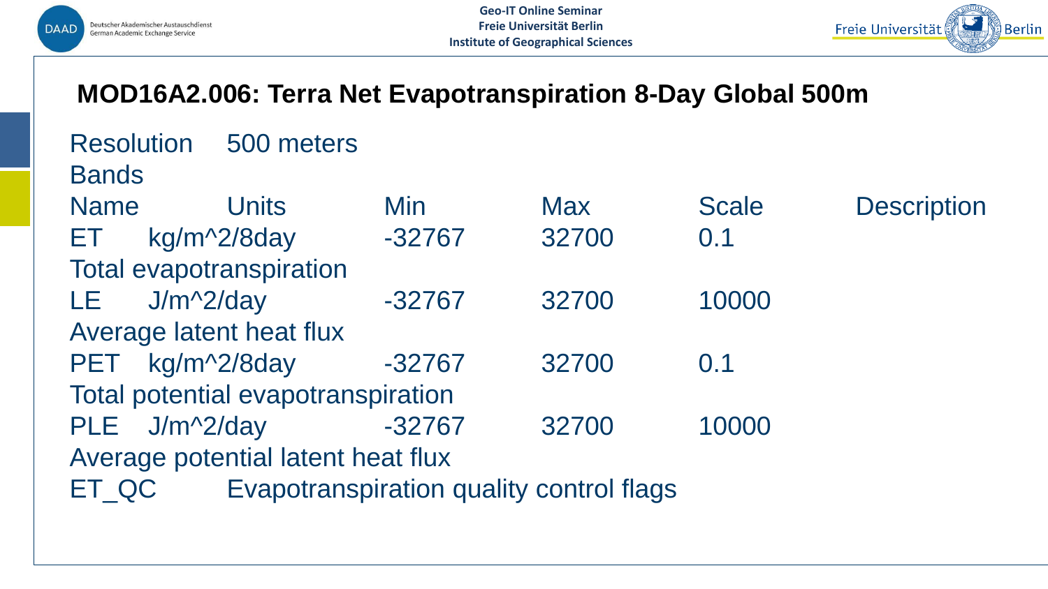## MOD16A2.006: Terra Net Evapotranspiration 8-Day Global 500m

Resolution 500 meters

Bands

| Name | Units | Min | Max | Scale | Description |
|---|---|---|---|---|---|
| ET | kg/m^2/8day | -32767 | 32700 | 0.1 | Total evapotranspiration |
| LE | J/m^2/day | -32767 | 32700 | 10000 | Average latent heat flux |
| PET | kg/m^2/8day | -32767 | 32700 | 0.1 | Total potential evapotranspiration |
| PLE | J/m^2/day | -32767 | 32700 | 10000 | Average potential latent heat flux |
| ET_QC | | | | | Evapotranspiration quality control flags |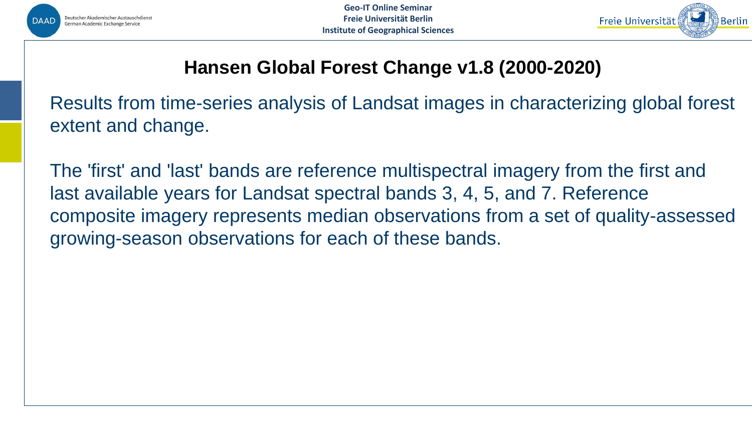# Hansen Global Forest Change v1.8 (2000-2020)

Results from time-series analysis of Landsat images in characterizing global forest extent and change.

The 'first' and 'last' bands are reference multispectral imagery from the first and last available years for Landsat spectral bands 3, 4, 5, and 7. Reference composite imagery represents median observations from a set of quality-assessed growing-season observations for each of these bands.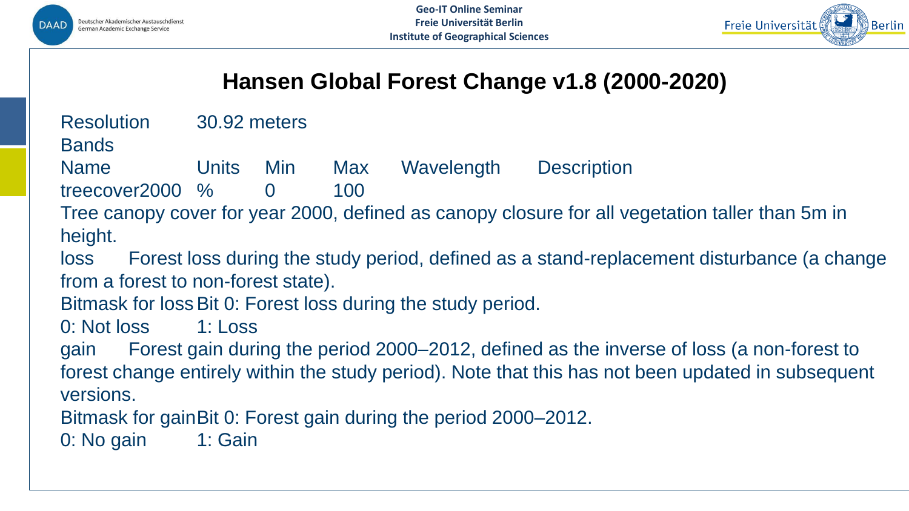# Hansen Global Forest Change v1.8 (2000-2020)

Resolution 30.92 meters

Bands

| Name | Units | Min | Max | Wavelength | Description |
|---|---|---|---|---|---|
| treecover2000 | % | 0 | 100 | | |

Tree canopy cover for year 2000, defined as canopy closure for all vegetation taller than 5m in height.

loss Forest loss during the study period, defined as a stand-replacement disturbance (a change from a forest to non-forest state).

Bitmask for loss Bit 0: Forest loss during the study period.

0: Not loss 1: Loss

gain Forest gain during the period 2000–2012, defined as the inverse of loss (a non-forest to forest change entirely within the study period). Note that this has not been updated in subsequent versions.

Bitmask for gain Bit 0: Forest gain during the period 2000–2012.

0: No gain 1: Gain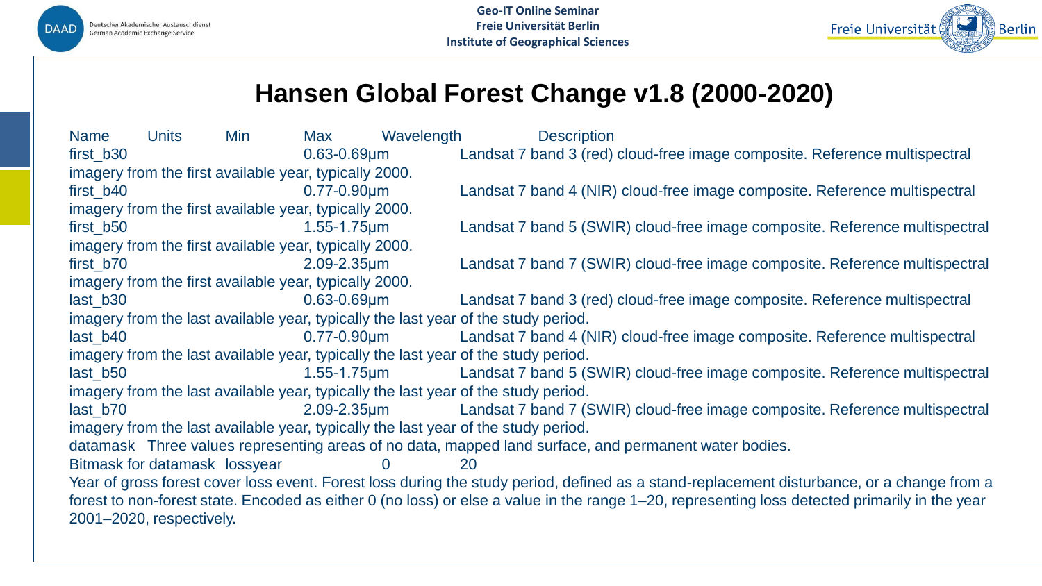# Hansen Global Forest Change v1.8 (2000-2020)

| Name | Units | Min | Max | Wavelength | Description |
|---|---|---|---|---|---|
| first_b30 | | | | 0.63-0.69µm | Landsat 7 band 3 (red) cloud-free image composite. Reference multispectral imagery from the first available year, typically 2000. |
| first_b40 | | | | 0.77-0.90µm | Landsat 7 band 4 (NIR) cloud-free image composite. Reference multispectral imagery from the first available year, typically 2000. |
| first_b50 | | | | 1.55-1.75µm | Landsat 7 band 5 (SWIR) cloud-free image composite. Reference multispectral imagery from the first available year, typically 2000. |
| first_b70 | | | | 2.09-2.35µm | Landsat 7 band 7 (SWIR) cloud-free image composite. Reference multispectral imagery from the first available year, typically 2000. |
| last_b30 | | | | 0.63-0.69µm | Landsat 7 band 3 (red) cloud-free image composite. Reference multispectral imagery from the last available year, typically the last year of the study period. |
| last_b40 | | | | 0.77-0.90µm | Landsat 7 band 4 (NIR) cloud-free image composite. Reference multispectral imagery from the last available year, typically the last year of the study period. |
| last_b50 | | | | 1.55-1.75µm | Landsat 7 band 5 (SWIR) cloud-free image composite. Reference multispectral imagery from the last available year, typically the last year of the study period. |
| last_b70 | | | | 2.09-2.35µm | Landsat 7 band 7 (SWIR) cloud-free image composite. Reference multispectral imagery from the last available year, typically the last year of the study period. |
| datamask | | | | | Three values representing areas of no data, mapped land surface, and permanent water bodies. Bitmask for datamask |
| lossyear | | 0 | 20 | | Year of gross forest cover loss event. Forest loss during the study period, defined as a stand-replacement disturbance, or a change from a forest to non-forest state. Encoded as either 0 (no loss) or else a value in the range 1–20, representing loss detected primarily in the year 2001–2020, respectively. |